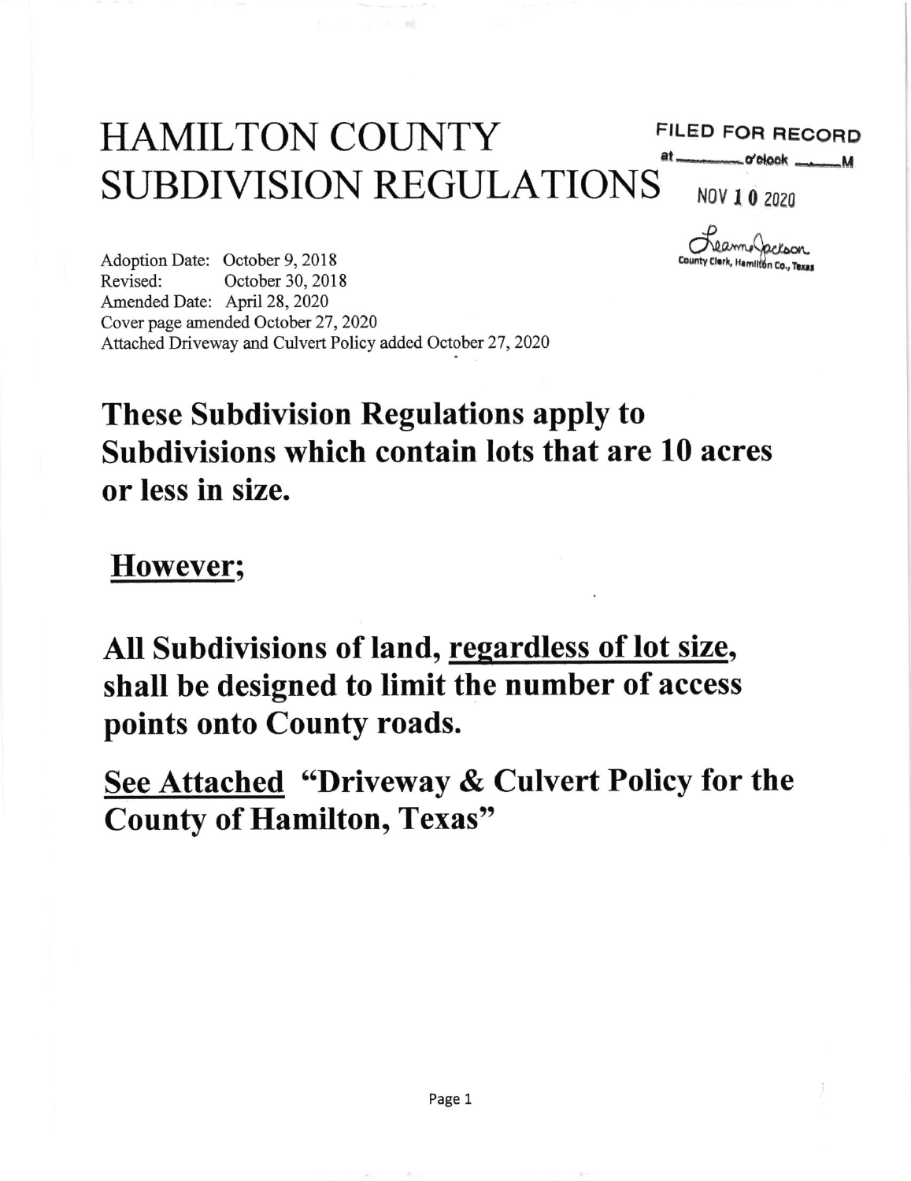# HAMILTON COUNTY SUBDIVISION REGULATIONS

FILED FOR RECORD
at \_\_\_\_\_\_ o'clock \_\_\_\_ M
NOV 10 2020
Leann Jackson
County Clerk, Hamilton Co., Texas

Adoption Date: October 9, 2018
Revised: October 30, 2018
Amended Date: April 28, 2020
Cover page amended October 27, 2020
Attached Driveway and Culvert Policy added October 27, 2020

**These Subdivision Regulations apply to Subdivisions which contain lots that are 10 acres or less in size.**

**<u>However;</u>**

**All Subdivisions of land, <u>regardless of lot size</u>, shall be designed to limit the number of access points onto County roads.**

**<u>See Attached</u> "Driveway & Culvert Policy for the County of Hamilton, Texas"**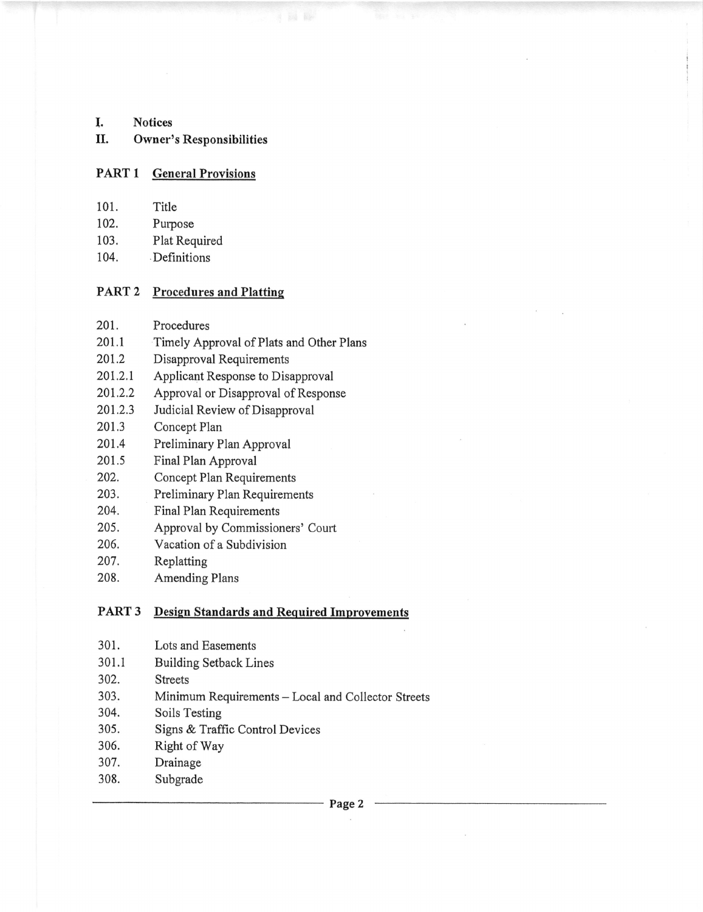**I.** **Notices**

**II.** **Owner's Responsibilities**

## PART 1 General Provisions

| | |
|---|---|
| 101. | Title |
| 102. | Purpose |
| 103. | Plat Required |
| 104. | Definitions |

## PART 2 Procedures and Platting

| | |
|---|---|
| 201. | Procedures |
| 201.1 | Timely Approval of Plats and Other Plans |
| 201.2 | Disapproval Requirements |
| 201.2.1 | Applicant Response to Disapproval |
| 201.2.2 | Approval or Disapproval of Response |
| 201.2.3 | Judicial Review of Disapproval |
| 201.3 | Concept Plan |
| 201.4 | Preliminary Plan Approval |
| 201.5 | Final Plan Approval |
| 202. | Concept Plan Requirements |
| 203. | Preliminary Plan Requirements |
| 204. | Final Plan Requirements |
| 205. | Approval by Commissioners' Court |
| 206. | Vacation of a Subdivision |
| 207. | Replatting |
| 208. | Amending Plans |

## PART 3 Design Standards and Required Improvements

| | |
|---|---|
| 301. | Lots and Easements |
| 301.1 | Building Setback Lines |
| 302. | Streets |
| 303. | Minimum Requirements – Local and Collector Streets |
| 304. | Soils Testing |
| 305. | Signs & Traffic Control Devices |
| 306. | Right of Way |
| 307. | Drainage |
| 308. | Subgrade |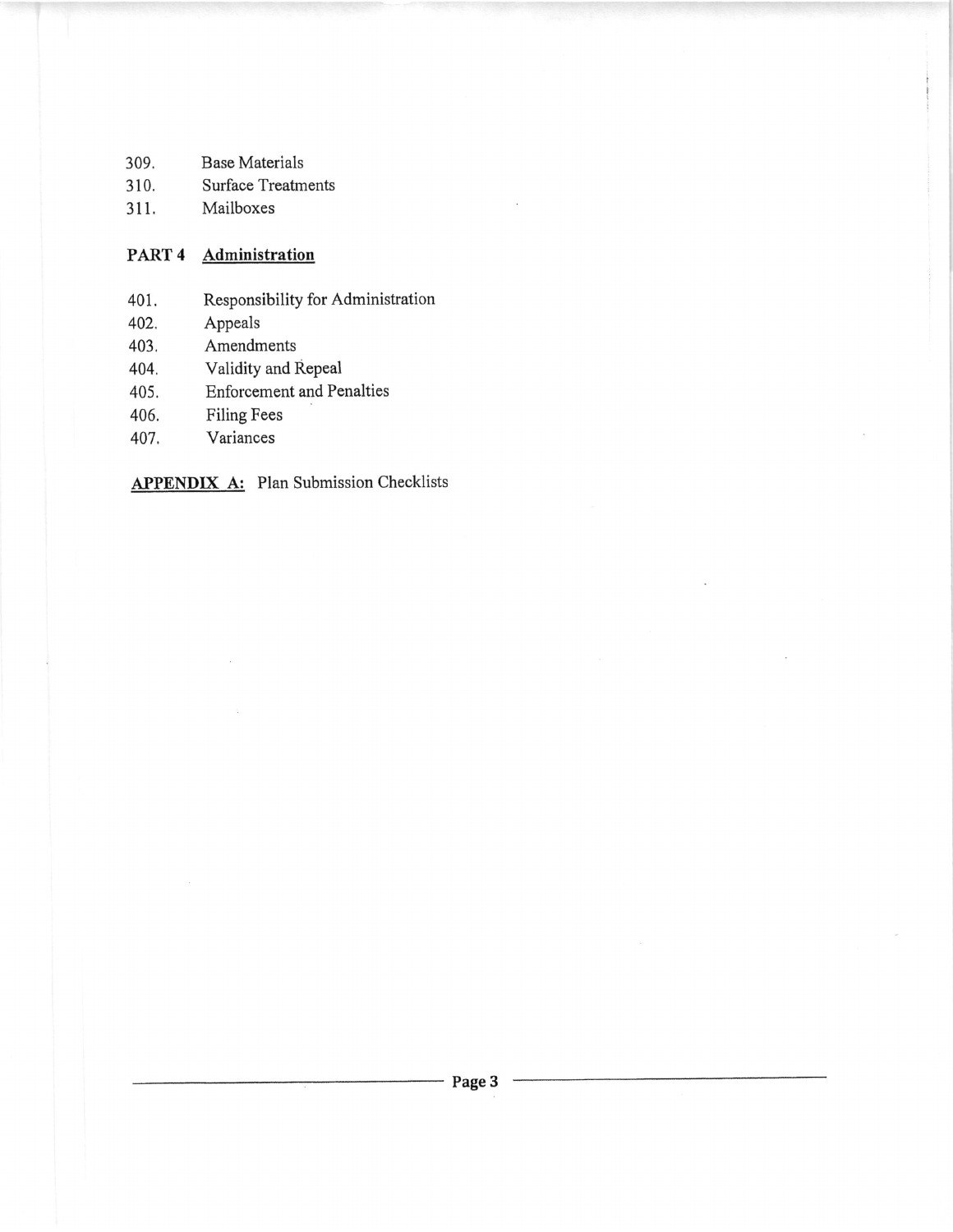309. Base Materials
310. Surface Treatments
311. Mailboxes

**PART 4 <u>Administration</u>**

401. Responsibility for Administration
402. Appeals
403. Amendments
404. Validity and Repeal
405. Enforcement and Penalties
406. Filing Fees
407. Variances

**<u>APPENDIX A:</u>** Plan Submission Checklists